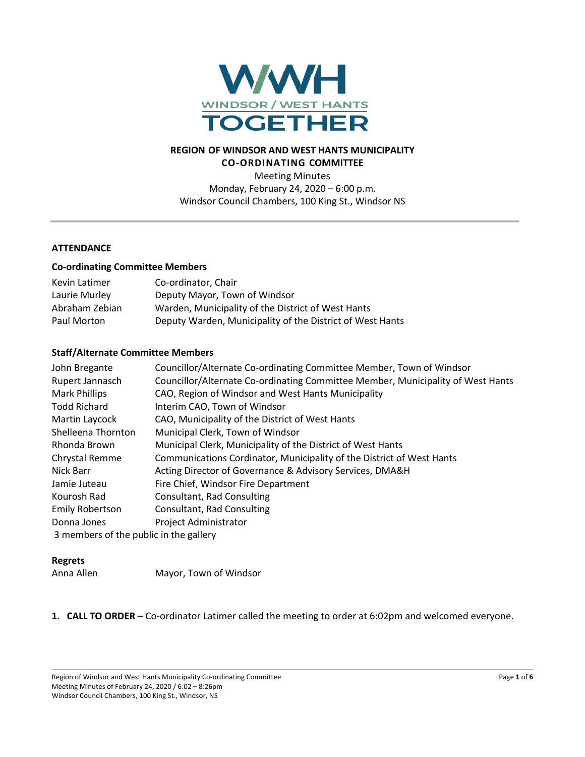**REGION OF WINDSOR AND WEST HANTS MUNICIPALITY**
**CO-ORDINATING COMMITTEE**

Meeting Minutes
Monday, February 24, 2020 – 6:00 p.m.
Windsor Council Chambers, 100 King St., Windsor NS

---

## ATTENDANCE

### Co-ordinating Committee Members

| | |
|---|---|
| Kevin Latimer | Co-ordinator, Chair |
| Laurie Murley | Deputy Mayor, Town of Windsor |
| Abraham Zebian | Warden, Municipality of the District of West Hants |
| Paul Morton | Deputy Warden, Municipality of the District of West Hants |

### Staff/Alternate Committee Members

| | |
|---|---|
| John Bregante | Councillor/Alternate Co-ordinating Committee Member, Town of Windsor |
| Rupert Jannasch | Councillor/Alternate Co-ordinating Committee Member, Municipality of West Hants |
| Mark Phillips | CAO, Region of Windsor and West Hants Municipality |
| Todd Richard | Interim CAO, Town of Windsor |
| Martin Laycock | CAO, Municipality of the District of West Hants |
| Shelleena Thornton | Municipal Clerk, Town of Windsor |
| Rhonda Brown | Municipal Clerk, Municipality of the District of West Hants |
| Chrystal Remme | Communications Cordinator, Municipality of the District of West Hants |
| Nick Barr | Acting Director of Governance & Advisory Services, DMA&H |
| Jamie Juteau | Fire Chief, Windsor Fire Department |
| Kourosh Rad | Consultant, Rad Consulting |
| Emily Robertson | Consultant, Rad Consulting |
| Donna Jones | Project Administrator |

3 members of the public in the gallery

### Regrets

| | |
|---|---|
| Anna Allen | Mayor, Town of Windsor |

1. **CALL TO ORDER** – Co-ordinator Latimer called the meeting to order at 6:02pm and welcomed everyone.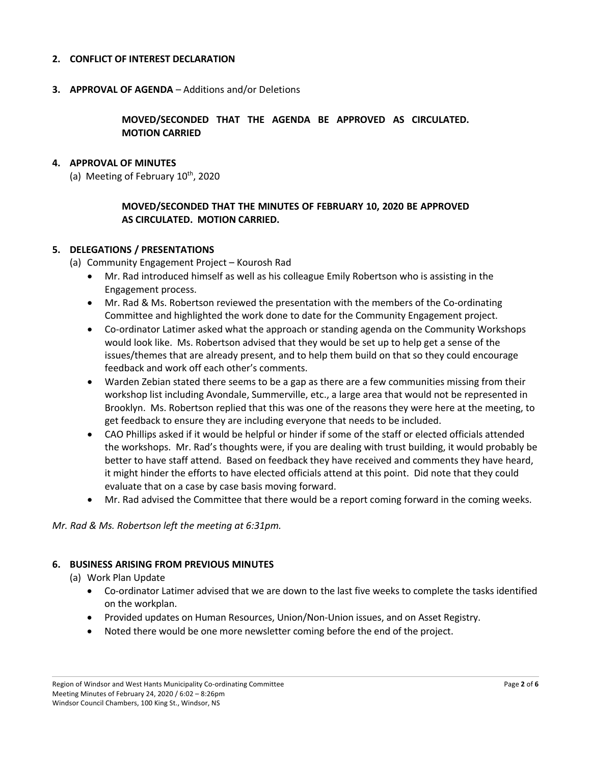**2. CONFLICT OF INTEREST DECLARATION**

**3. APPROVAL OF AGENDA** – Additions and/or Deletions

> **MOVED/SECONDED THAT THE AGENDA BE APPROVED AS CIRCULATED. MOTION CARRIED**

**4. APPROVAL OF MINUTES**

(a) Meeting of February 10th, 2020

> **MOVED/SECONDED THAT THE MINUTES OF FEBRUARY 10, 2020 BE APPROVED AS CIRCULATED. MOTION CARRIED.**

**5. DELEGATIONS / PRESENTATIONS**

(a) Community Engagement Project – Kourosh Rad

- Mr. Rad introduced himself as well as his colleague Emily Robertson who is assisting in the Engagement process.
- Mr. Rad & Ms. Robertson reviewed the presentation with the members of the Co-ordinating Committee and highlighted the work done to date for the Community Engagement project.
- Co-ordinator Latimer asked what the approach or standing agenda on the Community Workshops would look like. Ms. Robertson advised that they would be set up to help get a sense of the issues/themes that are already present, and to help them build on that so they could encourage feedback and work off each other's comments.
- Warden Zebian stated there seems to be a gap as there are a few communities missing from their workshop list including Avondale, Summerville, etc., a large area that would not be represented in Brooklyn. Ms. Robertson replied that this was one of the reasons they were here at the meeting, to get feedback to ensure they are including everyone that needs to be included.
- CAO Phillips asked if it would be helpful or hinder if some of the staff or elected officials attended the workshops. Mr. Rad's thoughts were, if you are dealing with trust building, it would probably be better to have staff attend. Based on feedback they have received and comments they have heard, it might hinder the efforts to have elected officials attend at this point. Did note that they could evaluate that on a case by case basis moving forward.
- Mr. Rad advised the Committee that there would be a report coming forward in the coming weeks.

*Mr. Rad & Ms. Robertson left the meeting at 6:31pm.*

**6. BUSINESS ARISING FROM PREVIOUS MINUTES**

(a) Work Plan Update

- Co-ordinator Latimer advised that we are down to the last five weeks to complete the tasks identified on the workplan.
- Provided updates on Human Resources, Union/Non-Union issues, and on Asset Registry.
- Noted there would be one more newsletter coming before the end of the project.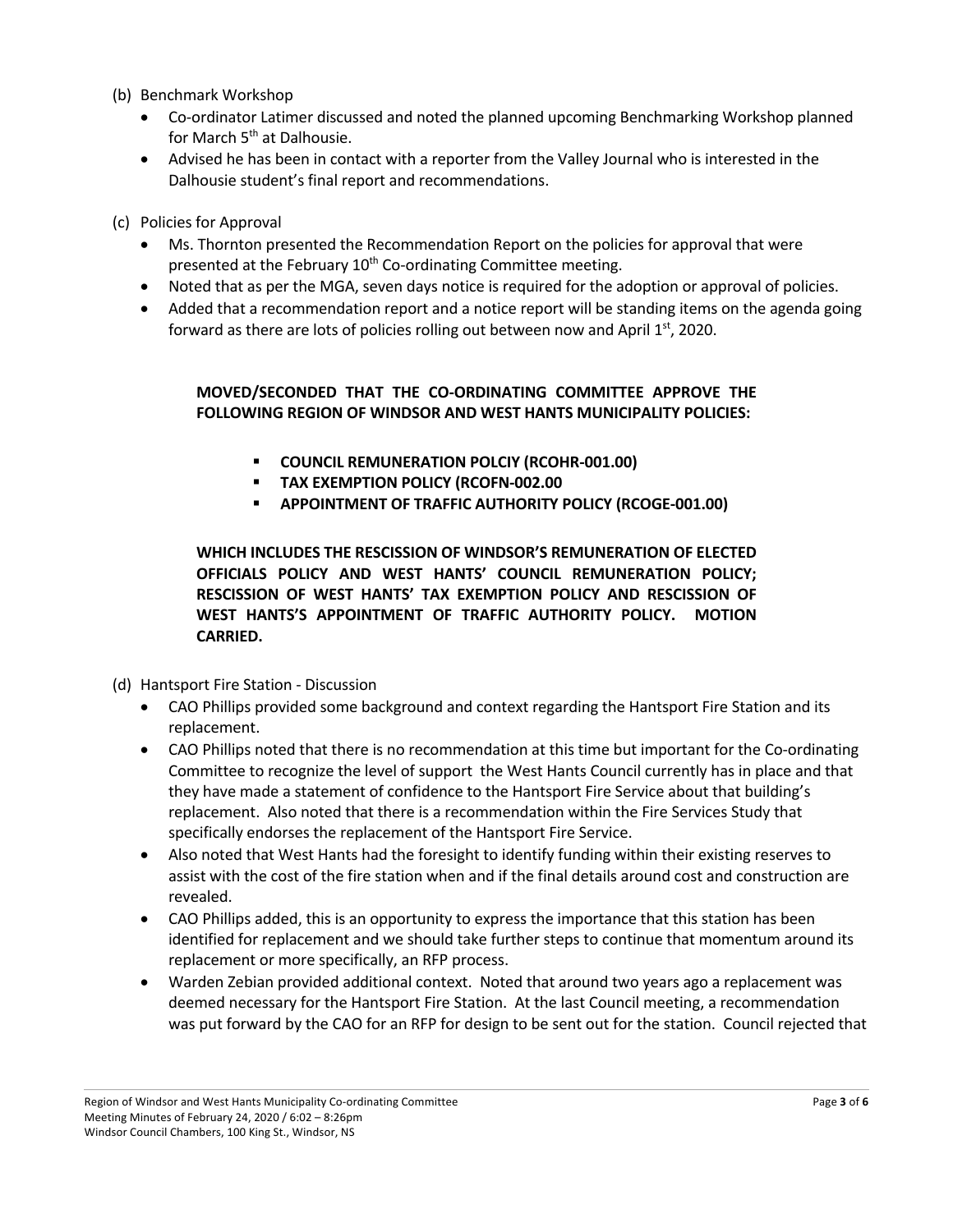(b) Benchmark Workshop

- Co-ordinator Latimer discussed and noted the planned upcoming Benchmarking Workshop planned for March 5th at Dalhousie.
- Advised he has been in contact with a reporter from the Valley Journal who is interested in the Dalhousie student's final report and recommendations.

(c) Policies for Approval

- Ms. Thornton presented the Recommendation Report on the policies for approval that were presented at the February 10th Co-ordinating Committee meeting.
- Noted that as per the MGA, seven days notice is required for the adoption or approval of policies.
- Added that a recommendation report and a notice report will be standing items on the agenda going forward as there are lots of policies rolling out between now and April 1st, 2020.

**MOVED/SECONDED THAT THE CO-ORDINATING COMMITTEE APPROVE THE FOLLOWING REGION OF WINDSOR AND WEST HANTS MUNICIPALITY POLICIES:**

- **COUNCIL REMUNERATION POLCIY (RCOHR-001.00)**
- **TAX EXEMPTION POLICY (RCOFN-002.00**
- **APPOINTMENT OF TRAFFIC AUTHORITY POLICY (RCOGE-001.00)**

**WHICH INCLUDES THE RESCISSION OF WINDSOR'S REMUNERATION OF ELECTED OFFICIALS POLICY AND WEST HANTS' COUNCIL REMUNERATION POLICY; RESCISSION OF WEST HANTS' TAX EXEMPTION POLICY AND RESCISSION OF WEST HANTS'S APPOINTMENT OF TRAFFIC AUTHORITY POLICY. MOTION CARRIED.**

(d) Hantsport Fire Station - Discussion

- CAO Phillips provided some background and context regarding the Hantsport Fire Station and its replacement.
- CAO Phillips noted that there is no recommendation at this time but important for the Co-ordinating Committee to recognize the level of support the West Hants Council currently has in place and that they have made a statement of confidence to the Hantsport Fire Service about that building's replacement. Also noted that there is a recommendation within the Fire Services Study that specifically endorses the replacement of the Hantsport Fire Service.
- Also noted that West Hants had the foresight to identify funding within their existing reserves to assist with the cost of the fire station when and if the final details around cost and construction are revealed.
- CAO Phillips added, this is an opportunity to express the importance that this station has been identified for replacement and we should take further steps to continue that momentum around its replacement or more specifically, an RFP process.
- Warden Zebian provided additional context. Noted that around two years ago a replacement was deemed necessary for the Hantsport Fire Station. At the last Council meeting, a recommendation was put forward by the CAO for an RFP for design to be sent out for the station. Council rejected that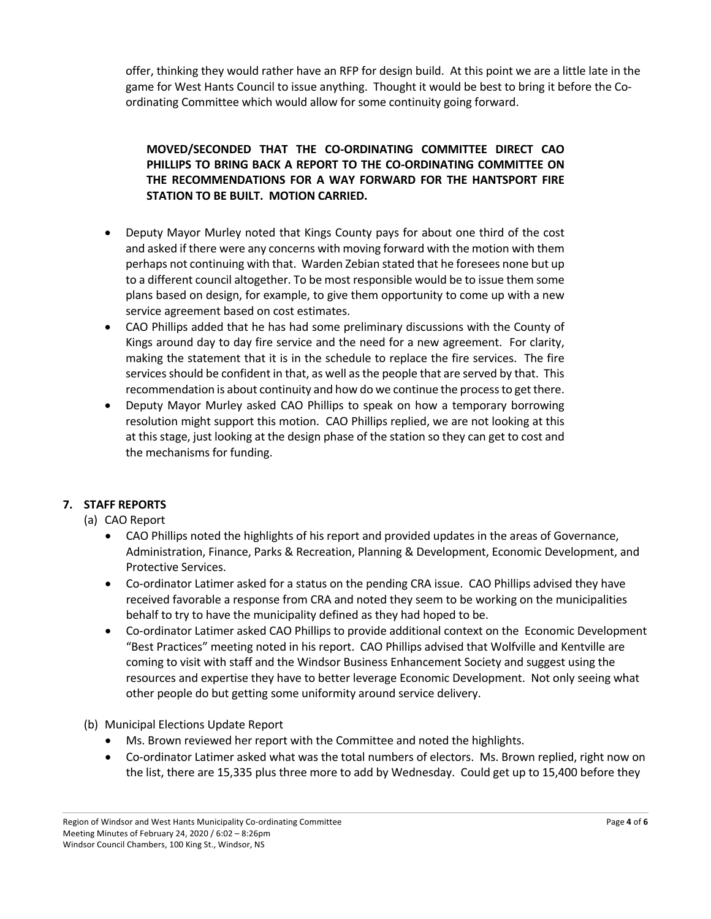offer, thinking they would rather have an RFP for design build. At this point we are a little late in the game for West Hants Council to issue anything. Thought it would be best to bring it before the Co-ordinating Committee which would allow for some continuity going forward.

**MOVED/SECONDED THAT THE CO-ORDINATING COMMITTEE DIRECT CAO PHILLIPS TO BRING BACK A REPORT TO THE CO-ORDINATING COMMITTEE ON THE RECOMMENDATIONS FOR A WAY FORWARD FOR THE HANTSPORT FIRE STATION TO BE BUILT. MOTION CARRIED.**

- Deputy Mayor Murley noted that Kings County pays for about one third of the cost and asked if there were any concerns with moving forward with the motion with them perhaps not continuing with that. Warden Zebian stated that he foresees none but up to a different council altogether. To be most responsible would be to issue them some plans based on design, for example, to give them opportunity to come up with a new service agreement based on cost estimates.
- CAO Phillips added that he has had some preliminary discussions with the County of Kings around day to day fire service and the need for a new agreement. For clarity, making the statement that it is in the schedule to replace the fire services. The fire services should be confident in that, as well as the people that are served by that. This recommendation is about continuity and how do we continue the process to get there.
- Deputy Mayor Murley asked CAO Phillips to speak on how a temporary borrowing resolution might support this motion. CAO Phillips replied, we are not looking at this at this stage, just looking at the design phase of the station so they can get to cost and the mechanisms for funding.

## 7. STAFF REPORTS

(a) CAO Report

- CAO Phillips noted the highlights of his report and provided updates in the areas of Governance, Administration, Finance, Parks & Recreation, Planning & Development, Economic Development, and Protective Services.
- Co-ordinator Latimer asked for a status on the pending CRA issue. CAO Phillips advised they have received favorable a response from CRA and noted they seem to be working on the municipalities behalf to try to have the municipality defined as they had hoped to be.
- Co-ordinator Latimer asked CAO Phillips to provide additional context on the Economic Development "Best Practices" meeting noted in his report. CAO Phillips advised that Wolfville and Kentville are coming to visit with staff and the Windsor Business Enhancement Society and suggest using the resources and expertise they have to better leverage Economic Development. Not only seeing what other people do but getting some uniformity around service delivery.

(b) Municipal Elections Update Report

- Ms. Brown reviewed her report with the Committee and noted the highlights.
- Co-ordinator Latimer asked what was the total numbers of electors. Ms. Brown replied, right now on the list, there are 15,335 plus three more to add by Wednesday. Could get up to 15,400 before they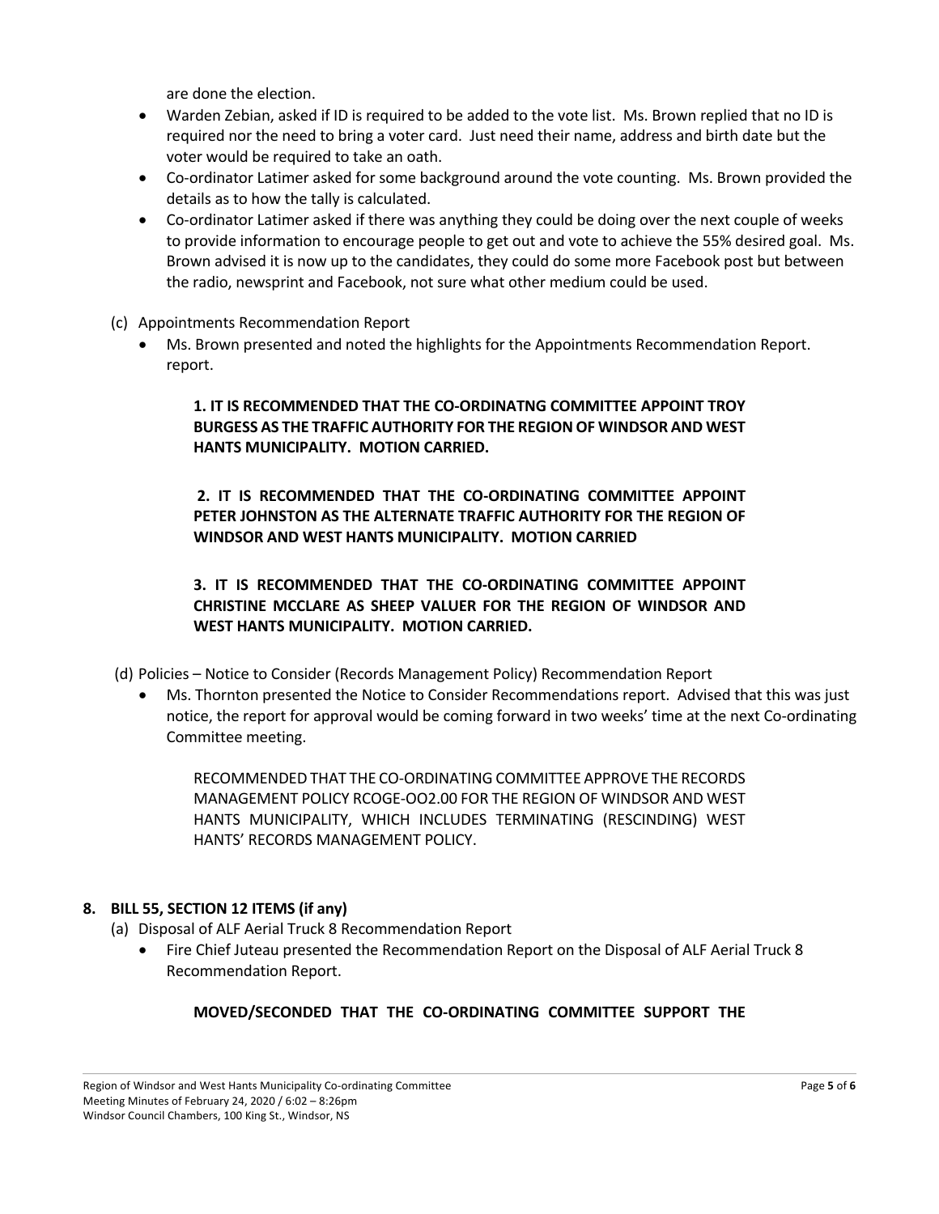are done the election.

- Warden Zebian, asked if ID is required to be added to the vote list. Ms. Brown replied that no ID is required nor the need to bring a voter card. Just need their name, address and birth date but the voter would be required to take an oath.
- Co-ordinator Latimer asked for some background around the vote counting. Ms. Brown provided the details as to how the tally is calculated.
- Co-ordinator Latimer asked if there was anything they could be doing over the next couple of weeks to provide information to encourage people to get out and vote to achieve the 55% desired goal. Ms. Brown advised it is now up to the candidates, they could do some more Facebook post but between the radio, newsprint and Facebook, not sure what other medium could be used.

(c) Appointments Recommendation Report

- Ms. Brown presented and noted the highlights for the Appointments Recommendation Report. report.

**1. IT IS RECOMMENDED THAT THE CO-ORDINATNG COMMITTEE APPOINT TROY BURGESS AS THE TRAFFIC AUTHORITY FOR THE REGION OF WINDSOR AND WEST HANTS MUNICIPALITY. MOTION CARRIED.**

**2. IT IS RECOMMENDED THAT THE CO-ORDINATING COMMITTEE APPOINT PETER JOHNSTON AS THE ALTERNATE TRAFFIC AUTHORITY FOR THE REGION OF WINDSOR AND WEST HANTS MUNICIPALITY. MOTION CARRIED**

**3. IT IS RECOMMENDED THAT THE CO-ORDINATING COMMITTEE APPOINT CHRISTINE MCCLARE AS SHEEP VALUER FOR THE REGION OF WINDSOR AND WEST HANTS MUNICIPALITY. MOTION CARRIED.**

(d) Policies – Notice to Consider (Records Management Policy) Recommendation Report

- Ms. Thornton presented the Notice to Consider Recommendations report. Advised that this was just notice, the report for approval would be coming forward in two weeks' time at the next Co-ordinating Committee meeting.

RECOMMENDED THAT THE CO-ORDINATING COMMITTEE APPROVE THE RECORDS MANAGEMENT POLICY RCOGE-OO2.00 FOR THE REGION OF WINDSOR AND WEST HANTS MUNICIPALITY, WHICH INCLUDES TERMINATING (RESCINDING) WEST HANTS' RECORDS MANAGEMENT POLICY.

## 8. BILL 55, SECTION 12 ITEMS (if any)

(a) Disposal of ALF Aerial Truck 8 Recommendation Report

- Fire Chief Juteau presented the Recommendation Report on the Disposal of ALF Aerial Truck 8 Recommendation Report.

**MOVED/SECONDED THAT THE CO-ORDINATING COMMITTEE SUPPORT THE**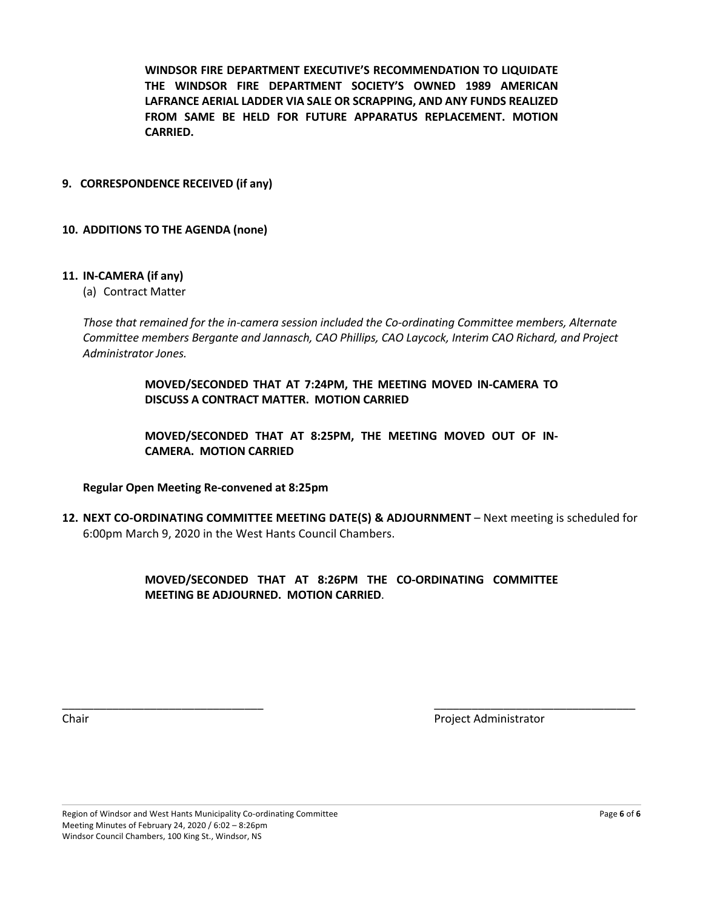**WINDSOR FIRE DEPARTMENT EXECUTIVE'S RECOMMENDATION TO LIQUIDATE THE WINDSOR FIRE DEPARTMENT SOCIETY'S OWNED 1989 AMERICAN LAFRANCE AERIAL LADDER VIA SALE OR SCRAPPING, AND ANY FUNDS REALIZED FROM SAME BE HELD FOR FUTURE APPARATUS REPLACEMENT. MOTION CARRIED.**

**9. CORRESPONDENCE RECEIVED (if any)**

**10. ADDITIONS TO THE AGENDA (none)**

**11. IN-CAMERA (if any)**

(a) Contract Matter

*Those that remained for the in-camera session included the Co-ordinating Committee members, Alternate Committee members Bergante and Jannasch, CAO Phillips, CAO Laycock, Interim CAO Richard, and Project Administrator Jones.*

**MOVED/SECONDED THAT AT 7:24PM, THE MEETING MOVED IN-CAMERA TO DISCUSS A CONTRACT MATTER. MOTION CARRIED**

**MOVED/SECONDED THAT AT 8:25PM, THE MEETING MOVED OUT OF IN-CAMERA. MOTION CARRIED**

**Regular Open Meeting Re-convened at 8:25pm**

**12. NEXT CO-ORDINATING COMMITTEE MEETING DATE(S) & ADJOURNMENT** – Next meeting is scheduled for 6:00pm March 9, 2020 in the West Hants Council Chambers.

**MOVED/SECONDED THAT AT 8:26PM THE CO-ORDINATING COMMITTEE MEETING BE ADJOURNED. MOTION CARRIED**.

________________________________ Chair

________________________________ Project Administrator